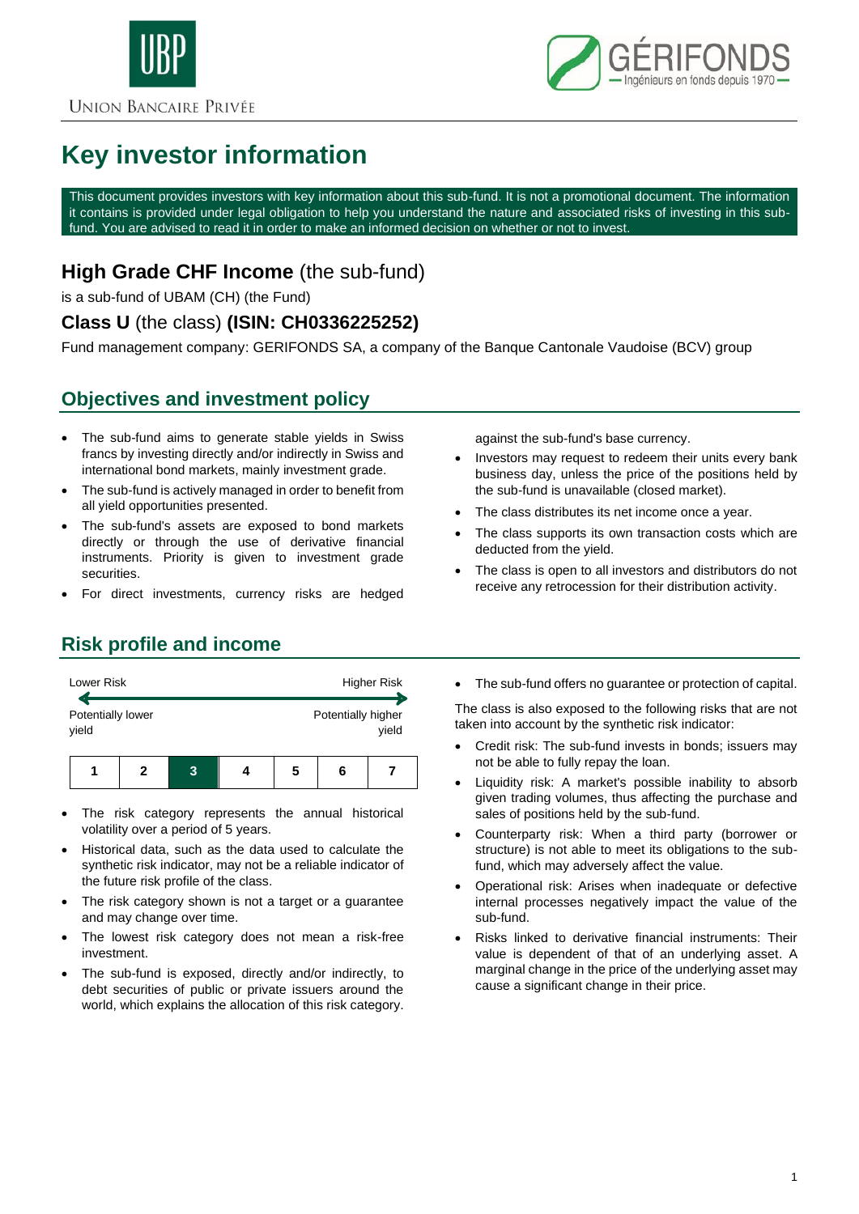UNION BANCAIRE PRIVÉE

GÉRIFONDS — Ingénieurs en fonds depuis 1970

# Key investor information

This document provides investors with key information about this sub-fund. It is not a promotional document. The information it contains is provided under legal obligation to help you understand the nature and associated risks of investing in this sub-fund. You are advised to read it in order to make an informed decision on whether or not to invest.

## **High Grade CHF Income** (the sub-fund)

is a sub-fund of UBAM (CH) (the Fund)

### **Class U** (the class) **(ISIN: CH0336225252)**

Fund management company: GERIFONDS SA, a company of the Banque Cantonale Vaudoise (BCV) group

## Objectives and investment policy

- The sub-fund aims to generate stable yields in Swiss francs by investing directly and/or indirectly in Swiss and international bond markets, mainly investment grade.
- The sub-fund is actively managed in order to benefit from all yield opportunities presented.
- The sub-fund's assets are exposed to bond markets directly or through the use of derivative financial instruments. Priority is given to investment grade securities.
- For direct investments, currency risks are hedged against the sub-fund's base currency.
- Investors may request to redeem their units every bank business day, unless the price of the positions held by the sub-fund is unavailable (closed market).
- The class distributes its net income once a year.
- The class supports its own transaction costs which are deducted from the yield.
- The class is open to all investors and distributors do not receive any retrocession for their distribution activity.

## Risk profile and income

| Lower Risk | | | | | | Higher Risk |
|---|---|---|---|---|---|---|
| Potentially lower yield | | | | | | Potentially higher yield |
| 1 | 2 | **3** | 4 | 5 | 6 | 7 |

- The risk category represents the annual historical volatility over a period of 5 years.
- Historical data, such as the data used to calculate the synthetic risk indicator, may not be a reliable indicator of the future risk profile of the class.
- The risk category shown is not a target or a guarantee and may change over time.
- The lowest risk category does not mean a risk-free investment.
- The sub-fund is exposed, directly and/or indirectly, to debt securities of public or private issuers around the world, which explains the allocation of this risk category.
- The sub-fund offers no guarantee or protection of capital.

The class is also exposed to the following risks that are not taken into account by the synthetic risk indicator:

- Credit risk: The sub-fund invests in bonds; issuers may not be able to fully repay the loan.
- Liquidity risk: A market's possible inability to absorb given trading volumes, thus affecting the purchase and sales of positions held by the sub-fund.
- Counterparty risk: When a third party (borrower or structure) is not able to meet its obligations to the sub-fund, which may adversely affect the value.
- Operational risk: Arises when inadequate or defective internal processes negatively impact the value of the sub-fund.
- Risks linked to derivative financial instruments: Their value is dependent of that of an underlying asset. A marginal change in the price of the underlying asset may cause a significant change in their price.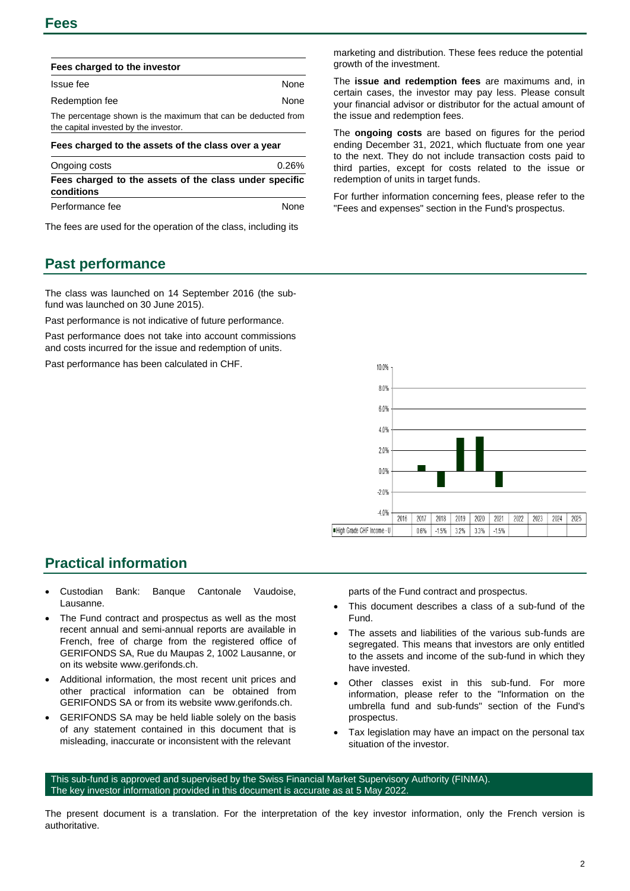## Fees

| Fees charged to the investor | |
|---|---|
| Issue fee | None |
| Redemption fee | None |

The percentage shown is the maximum that can be deducted from the capital invested by the investor.

| Fees charged to the assets of the class over a year | |
|---|---|
| Ongoing costs | 0.26% |

| Fees charged to the assets of the class under specific conditions | |
|---|---|
| Performance fee | None |

The fees are used for the operation of the class, including its marketing and distribution. These fees reduce the potential growth of the investment.

The **issue and redemption fees** are maximums and, in certain cases, the investor may pay less. Please consult your financial advisor or distributor for the actual amount of the issue and redemption fees.

The **ongoing costs** are based on figures for the period ending December 31, 2021, which fluctuate from one year to the next. They do not include transaction costs paid to third parties, except for costs related to the issue or redemption of units in target funds.

For further information concerning fees, please refer to the "Fees and expenses" section in the Fund's prospectus.

## Past performance

The class was launched on 14 September 2016 (the sub-fund was launched on 30 June 2015).

Past performance is not indicative of future performance.

Past performance does not take into account commissions and costs incurred for the issue and redemption of units.

Past performance has been calculated in CHF.

10.0%
8.0%
6.0%
4.0%
2.0%
0.0%
-2.0%
-4.0%

2016 2017 2018 2019 2020 2021 2022 2023 2024 2025

High Grade CHF Income - U: 0.6% -1.5% 3.2% 3.3% -1.5%

## Practical information

- Custodian Bank: Banque Cantonale Vaudoise, Lausanne.
- The Fund contract and prospectus as well as the most recent annual and semi-annual reports are available in French, free of charge from the registered office of GERIFONDS SA, Rue du Maupas 2, 1002 Lausanne, or on its website www.gerifonds.ch.
- Additional information, the most recent unit prices and other practical information can be obtained from GERIFONDS SA or from its website www.gerifonds.ch.
- GERIFONDS SA may be held liable solely on the basis of any statement contained in this document that is misleading, inaccurate or inconsistent with the relevant parts of the Fund contract and prospectus.
- This document describes a class of a sub-fund of the Fund.
- The assets and liabilities of the various sub-funds are segregated. This means that investors are only entitled to the assets and income of the sub-fund in which they have invested.
- Other classes exist in this sub-fund. For more information, please refer to the "Information on the umbrella fund and sub-funds" section of the Fund's prospectus.
- Tax legislation may have an impact on the personal tax situation of the investor.

This sub-fund is approved and supervised by the Swiss Financial Market Supervisory Authority (FINMA).
The key investor information provided in this document is accurate as at 5 May 2022.

The present document is a translation. For the interpretation of the key investor information, only the French version is authoritative.